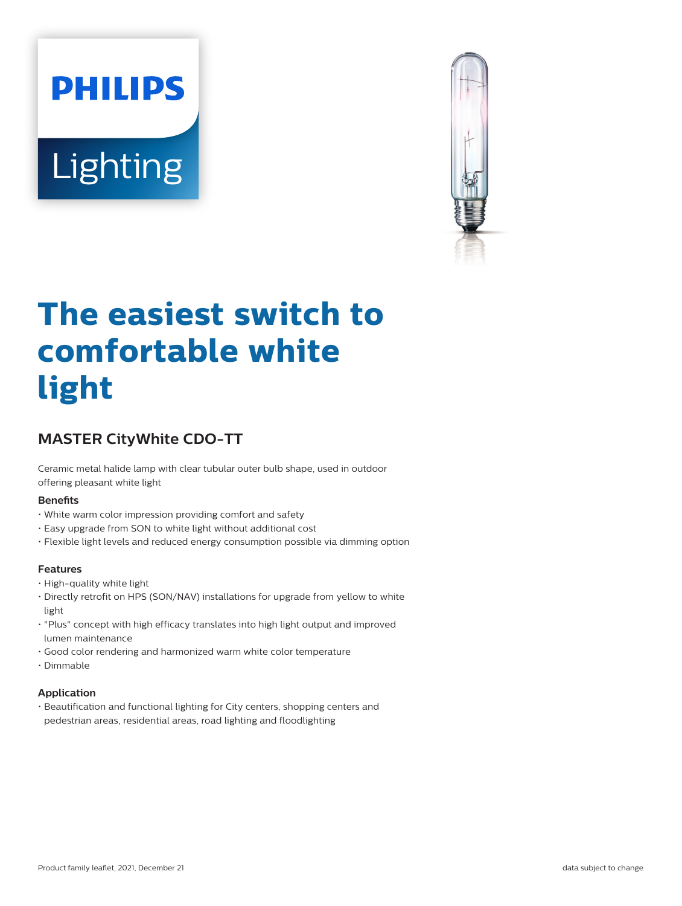PHILIPS

Lighting

# The easiest switch to comfortable white light

## MASTER CityWhite CDO-TT

Ceramic metal halide lamp with clear tubular outer bulb shape, used in outdoor offering pleasant white light

### Benefits

- White warm color impression providing comfort and safety
- Easy upgrade from SON to white light without additional cost
- Flexible light levels and reduced energy consumption possible via dimming option

### Features

- High-quality white light
- Directly retrofit on HPS (SON/NAV) installations for upgrade from yellow to white light
- "Plus" concept with high efficacy translates into high light output and improved lumen maintenance
- Good color rendering and harmonized warm white color temperature
- Dimmable

### Application

- Beautification and functional lighting for City centers, shopping centers and pedestrian areas, residential areas, road lighting and floodlighting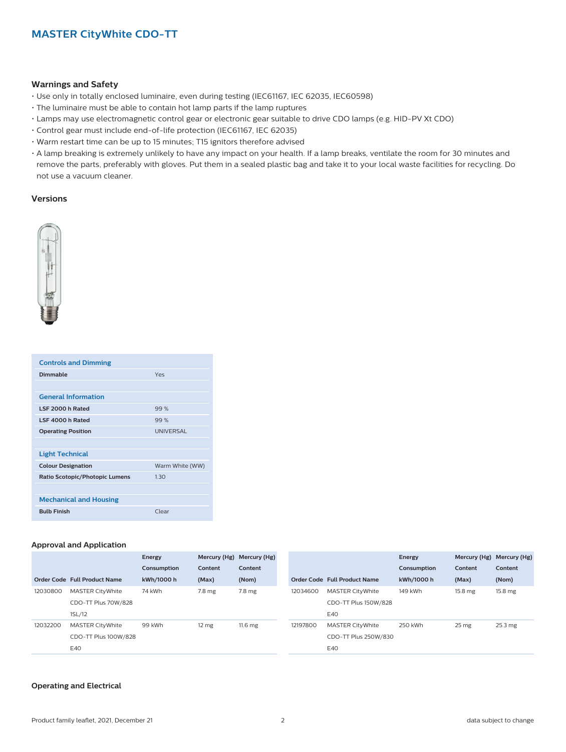## MASTER CityWhite CDO-TT

### Warnings and Safety

- Use only in totally enclosed luminaire, even during testing (IEC61167, IEC 62035, IEC60598)
- The luminaire must be able to contain hot lamp parts if the lamp ruptures
- Lamps may use electromagnetic control gear or electronic gear suitable to drive CDO lamps (e.g. HID-PV Xt CDO)
- Control gear must include end-of-life protection (IEC61167, IEC 62035)
- Warm restart time can be up to 15 minutes; T15 ignitors therefore advised
- A lamp breaking is extremely unlikely to have any impact on your health. If a lamp breaks, ventilate the room for 30 minutes and remove the parts, preferably with gloves. Put them in a sealed plastic bag and take it to your local waste facilities for recycling. Do not use a vacuum cleaner.

### Versions

| Controls and Dimming | |
|---|---|
| Dimmable | Yes |
| **General Information** | |
| LSF 2000 h Rated | 99 % |
| LSF 4000 h Rated | 99 % |
| Operating Position | UNIVERSAL |
| **Light Technical** | |
| Colour Designation | Warm White (WW) |
| Ratio Scotopic/Photopic Lumens | 1.30 |
| **Mechanical and Housing** | |
| Bulb Finish | Clear |

### Approval and Application

| Order Code | Full Product Name | Energy Consumption kWh/1000 h | Mercury (Hg) Content (Max) | Mercury (Hg) Content (Nom) |
|---|---|---|---|---|
| 12030800 | MASTER CityWhite CDO-TT Plus 70W/828 1SL/12 | 74 kWh | 7.8 mg | 7.8 mg |
| 12032200 | MASTER CityWhite CDO-TT Plus 100W/828 E40 | 99 kWh | 12 mg | 11.6 mg |
| 12034600 | MASTER CityWhite CDO-TT Plus 150W/828 E40 | 149 kWh | 15.8 mg | 15.8 mg |
| 12197800 | MASTER CityWhite CDO-TT Plus 250W/830 E40 | 250 kWh | 25 mg | 25.3 mg |

### Operating and Electrical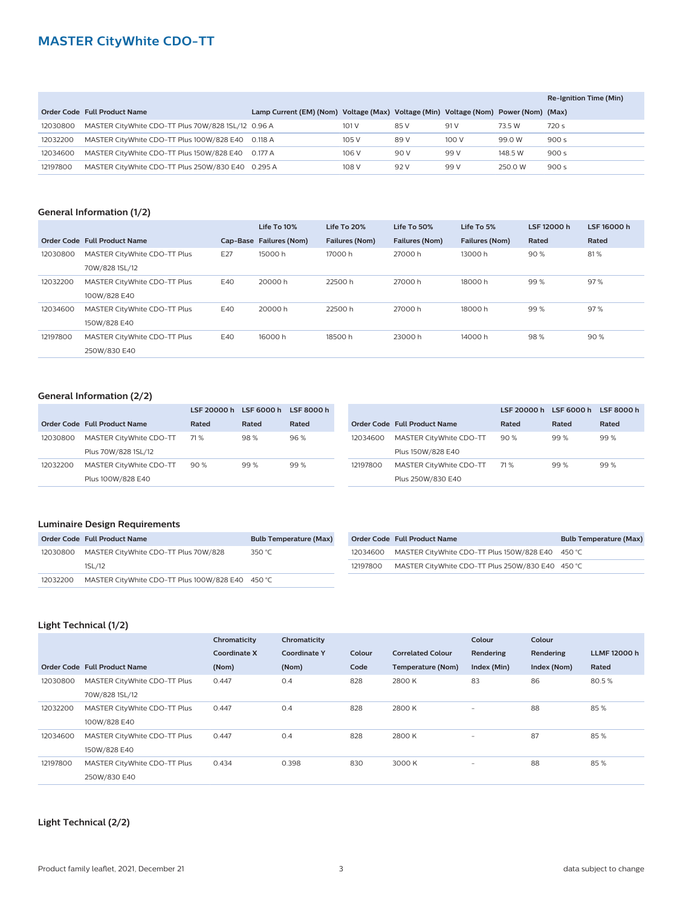# MASTER CityWhite CDO-TT

| Order Code | Full Product Name | Lamp Current (EM) (Nom) | Voltage (Max) | Voltage (Min) | Voltage (Nom) | Power (Nom) | Re-Ignition Time (Min) (Max) |
|---|---|---|---|---|---|---|---|
| 12030800 | MASTER CityWhite CDO-TT Plus 70W/828 1SL/12 | 0.96 A | 101 V | 85 V | 91 V | 73.5 W | 720 s |
| 12032200 | MASTER CityWhite CDO-TT Plus 100W/828 E40 | 0.118 A | 105 V | 89 V | 100 V | 99.0 W | 900 s |
| 12034600 | MASTER CityWhite CDO-TT Plus 150W/828 E40 | 0.177 A | 106 V | 90 V | 99 V | 148.5 W | 900 s |
| 12197800 | MASTER CityWhite CDO-TT Plus 250W/830 E40 | 0.295 A | 108 V | 92 V | 99 V | 250.0 W | 900 s |

### General Information (1/2)

| Order Code | Full Product Name | Cap-Base | Life To 10% Failures (Nom) | Life To 20% Failures (Nom) | Life To 50% Failures (Nom) | Life To 5% Failures (Nom) | LSF 12000 h Rated | LSF 16000 h Rated |
|---|---|---|---|---|---|---|---|---|
| 12030800 | MASTER CityWhite CDO-TT Plus 70W/828 1SL/12 | E27 | 15000 h | 17000 h | 27000 h | 13000 h | 90 % | 81 % |
| 12032200 | MASTER CityWhite CDO-TT Plus 100W/828 E40 | E40 | 20000 h | 22500 h | 27000 h | 18000 h | 99 % | 97 % |
| 12034600 | MASTER CityWhite CDO-TT Plus 150W/828 E40 | E40 | 20000 h | 22500 h | 27000 h | 18000 h | 99 % | 97 % |
| 12197800 | MASTER CityWhite CDO-TT Plus 250W/830 E40 | E40 | 16000 h | 18500 h | 23000 h | 14000 h | 98 % | 90 % |

### General Information (2/2)

| Order Code | Full Product Name | LSF 20000 h Rated | LSF 6000 h Rated | LSF 8000 h Rated |
|---|---|---|---|---|
| 12030800 | MASTER CityWhite CDO-TT Plus 70W/828 1SL/12 | 71 % | 98 % | 96 % |
| 12032200 | MASTER CityWhite CDO-TT Plus 100W/828 E40 | 90 % | 99 % | 99 % |
| 12034600 | MASTER CityWhite CDO-TT Plus 150W/828 E40 | 90 % | 99 % | 99 % |
| 12197800 | MASTER CityWhite CDO-TT Plus 250W/830 E40 | 71 % | 99 % | 99 % |

### Luminaire Design Requirements

| Order Code | Full Product Name | Bulb Temperature (Max) |
|---|---|---|
| 12030800 | MASTER CityWhite CDO-TT Plus 70W/828 1SL/12 | 350 °C |
| 12032200 | MASTER CityWhite CDO-TT Plus 100W/828 E40 | 450 °C |
| 12034600 | MASTER CityWhite CDO-TT Plus 150W/828 E40 | 450 °C |
| 12197800 | MASTER CityWhite CDO-TT Plus 250W/830 E40 | 450 °C |

### Light Technical (1/2)

| Order Code | Full Product Name | Chromaticity Coordinate X (Nom) | Chromaticity Coordinate Y (Nom) | Colour Code | Correlated Colour Temperature (Nom) | Colour Rendering Index (Min) | Colour Rendering Index (Nom) | LLMF 12000 h Rated |
|---|---|---|---|---|---|---|---|---|
| 12030800 | MASTER CityWhite CDO-TT Plus 70W/828 1SL/12 | 0.447 | 0.4 | 828 | 2800 K | 83 | 86 | 80.5 % |
| 12032200 | MASTER CityWhite CDO-TT Plus 100W/828 E40 | 0.447 | 0.4 | 828 | 2800 K | - | 88 | 85 % |
| 12034600 | MASTER CityWhite CDO-TT Plus 150W/828 E40 | 0.447 | 0.4 | 828 | 2800 K | - | 87 | 85 % |
| 12197800 | MASTER CityWhite CDO-TT Plus 250W/830 E40 | 0.434 | 0.398 | 830 | 3000 K | - | 88 | 85 % |

### Light Technical (2/2)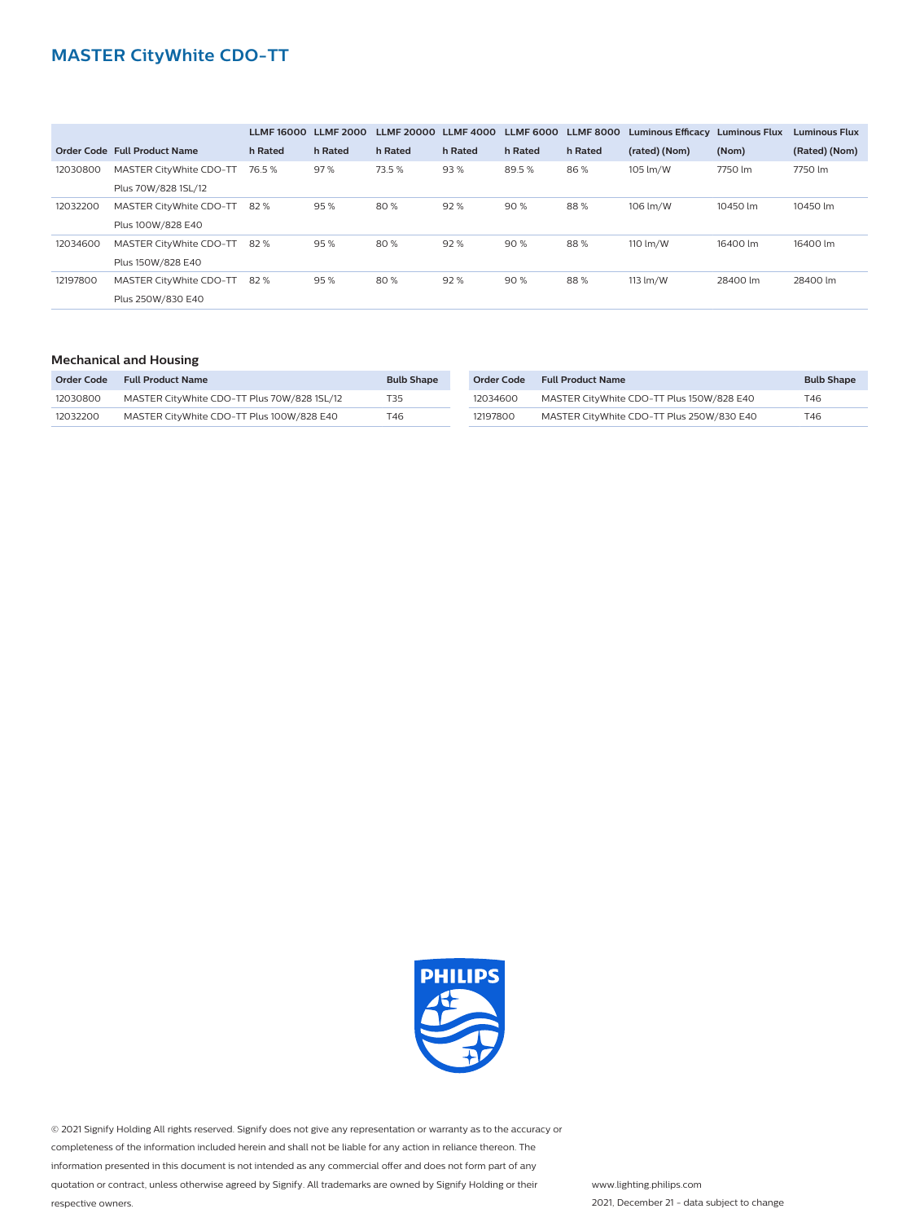## MASTER CityWhite CDO-TT

| Order Code | Full Product Name | LLMF 16000 h Rated | LLMF 2000 h Rated | LLMF 20000 h Rated | LLMF 4000 h Rated | LLMF 6000 h Rated | LLMF 8000 h Rated | Luminous Efficacy (rated) (Nom) | Luminous Flux (Nom) | Luminous Flux (Rated) (Nom) |
|---|---|---|---|---|---|---|---|---|---|---|
| 12030800 | MASTER CityWhite CDO-TT Plus 70W/828 1SL/12 | 76.5 % | 97 % | 73.5 % | 93 % | 89.5 % | 86 % | 105 lm/W | 7750 lm | 7750 lm |
| 12032200 | MASTER CityWhite CDO-TT Plus 100W/828 E40 | 82 % | 95 % | 80 % | 92 % | 90 % | 88 % | 106 lm/W | 10450 lm | 10450 lm |
| 12034600 | MASTER CityWhite CDO-TT Plus 150W/828 E40 | 82 % | 95 % | 80 % | 92 % | 90 % | 88 % | 110 lm/W | 16400 lm | 16400 lm |
| 12197800 | MASTER CityWhite CDO-TT Plus 250W/830 E40 | 82 % | 95 % | 80 % | 92 % | 90 % | 88 % | 113 lm/W | 28400 lm | 28400 lm |

### Mechanical and Housing

| Order Code | Full Product Name | Bulb Shape |
|---|---|---|
| 12030800 | MASTER CityWhite CDO-TT Plus 70W/828 1SL/12 | T35 |
| 12032200 | MASTER CityWhite CDO-TT Plus 100W/828 E40 | T46 |
| 12034600 | MASTER CityWhite CDO-TT Plus 150W/828 E40 | T46 |
| 12197800 | MASTER CityWhite CDO-TT Plus 250W/830 E40 | T46 |

© 2021 Signify Holding All rights reserved. Signify does not give any representation or warranty as to the accuracy or completeness of the information included herein and shall not be liable for any action in reliance thereon. The information presented in this document is not intended as any commercial offer and does not form part of any quotation or contract, unless otherwise agreed by Signify. All trademarks are owned by Signify Holding or their respective owners.

www.lighting.philips.com

2021, December 21 - data subject to change